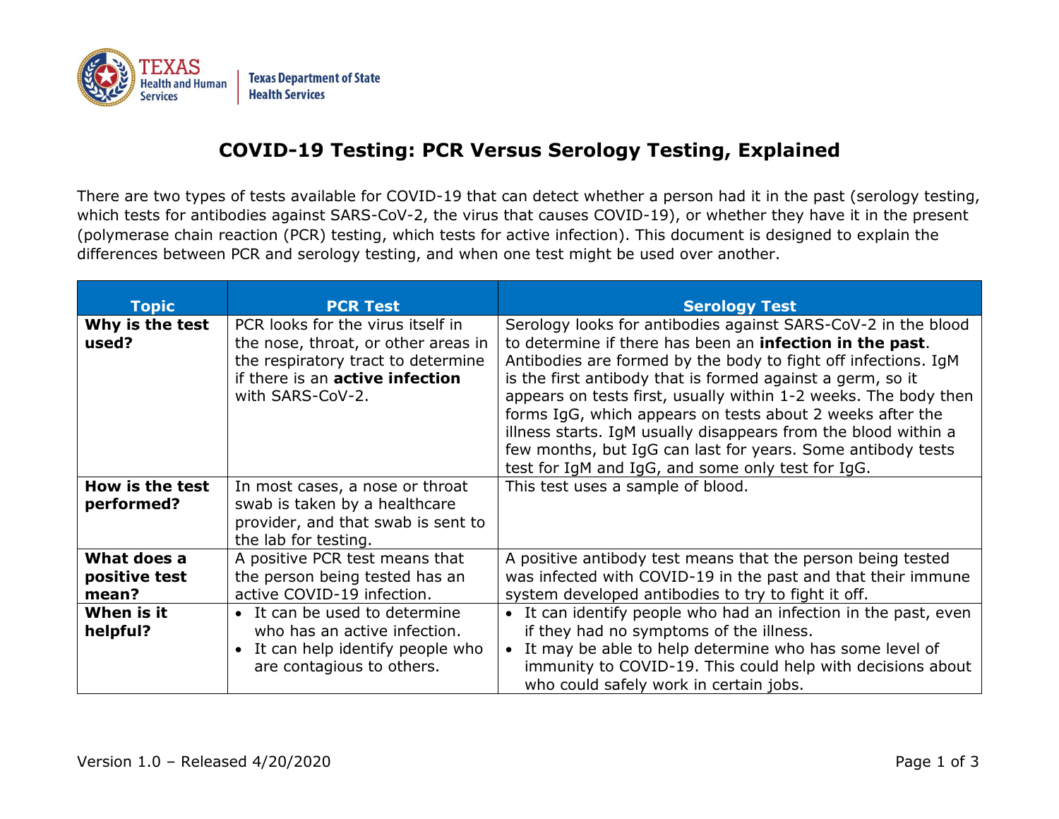# COVID-19 Testing: PCR Versus Serology Testing, Explained

There are two types of tests available for COVID-19 that can detect whether a person had it in the past (serology testing, which tests for antibodies against SARS-CoV-2, the virus that causes COVID-19), or whether they have it in the present (polymerase chain reaction (PCR) testing, which tests for active infection). This document is designed to explain the differences between PCR and serology testing, and when one test might be used over another.

| Topic | PCR Test | Serology Test |
|---|---|---|
| **Why is the test used?** | PCR looks for the virus itself in the nose, throat, or other areas in the respiratory tract to determine if there is an **active infection** with SARS-CoV-2. | Serology looks for antibodies against SARS-CoV-2 in the blood to determine if there has been an **infection in the past**. Antibodies are formed by the body to fight off infections. IgM is the first antibody that is formed against a germ, so it appears on tests first, usually within 1-2 weeks. The body then forms IgG, which appears on tests about 2 weeks after the illness starts. IgM usually disappears from the blood within a few months, but IgG can last for years. Some antibody tests test for IgM and IgG, and some only test for IgG. |
| **How is the test performed?** | In most cases, a nose or throat swab is taken by a healthcare provider, and that swab is sent to the lab for testing. | This test uses a sample of blood. |
| **What does a positive test mean?** | A positive PCR test means that the person being tested has an active COVID-19 infection. | A positive antibody test means that the person being tested was infected with COVID-19 in the past and that their immune system developed antibodies to try to fight it off. |
| **When is it helpful?** | • It can be used to determine who has an active infection.<br>• It can help identify people who are contagious to others. | • It can identify people who had an infection in the past, even if they had no symptoms of the illness.<br>• It may be able to help determine who has some level of immunity to COVID-19. This could help with decisions about who could safely work in certain jobs. |

Version 1.0 – Released 4/20/2020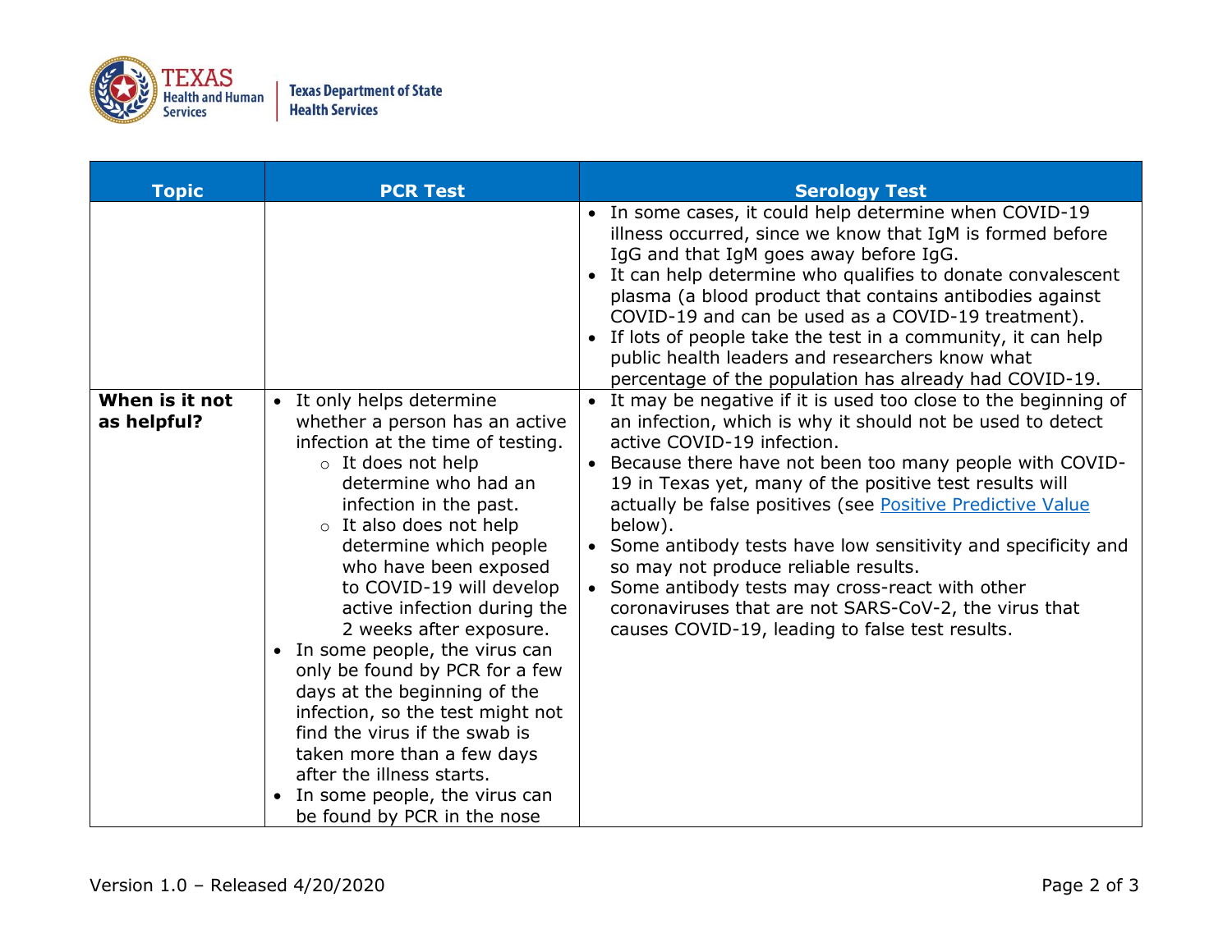| Topic | PCR Test | Serology Test |
|---|---|---|
| | | • In some cases, it could help determine when COVID-19 illness occurred, since we know that IgM is formed before IgG and that IgM goes away before IgG.<br>• It can help determine who qualifies to donate convalescent plasma (a blood product that contains antibodies against COVID-19 and can be used as a COVID-19 treatment).<br>• If lots of people take the test in a community, it can help public health leaders and researchers know what percentage of the population has already had COVID-19. |
| **When is it not as helpful?** | • It only helps determine whether a person has an active infection at the time of testing.<br>  ○ It does not help determine who had an infection in the past.<br>  ○ It also does not help determine which people who have been exposed to COVID-19 will develop active infection during the 2 weeks after exposure.<br>• In some people, the virus can only be found by PCR for a few days at the beginning of the infection, so the test might not find the virus if the swab is taken more than a few days after the illness starts.<br>• In some people, the virus can be found by PCR in the nose | • It may be negative if it is used too close to the beginning of an infection, which is why it should not be used to detect active COVID-19 infection.<br>• Because there have not been too many people with COVID-19 in Texas yet, many of the positive test results will actually be false positives (see Positive Predictive Value below).<br>• Some antibody tests have low sensitivity and specificity and so may not produce reliable results.<br>• Some antibody tests may cross-react with other coronaviruses that are not SARS-CoV-2, the virus that causes COVID-19, leading to false test results. |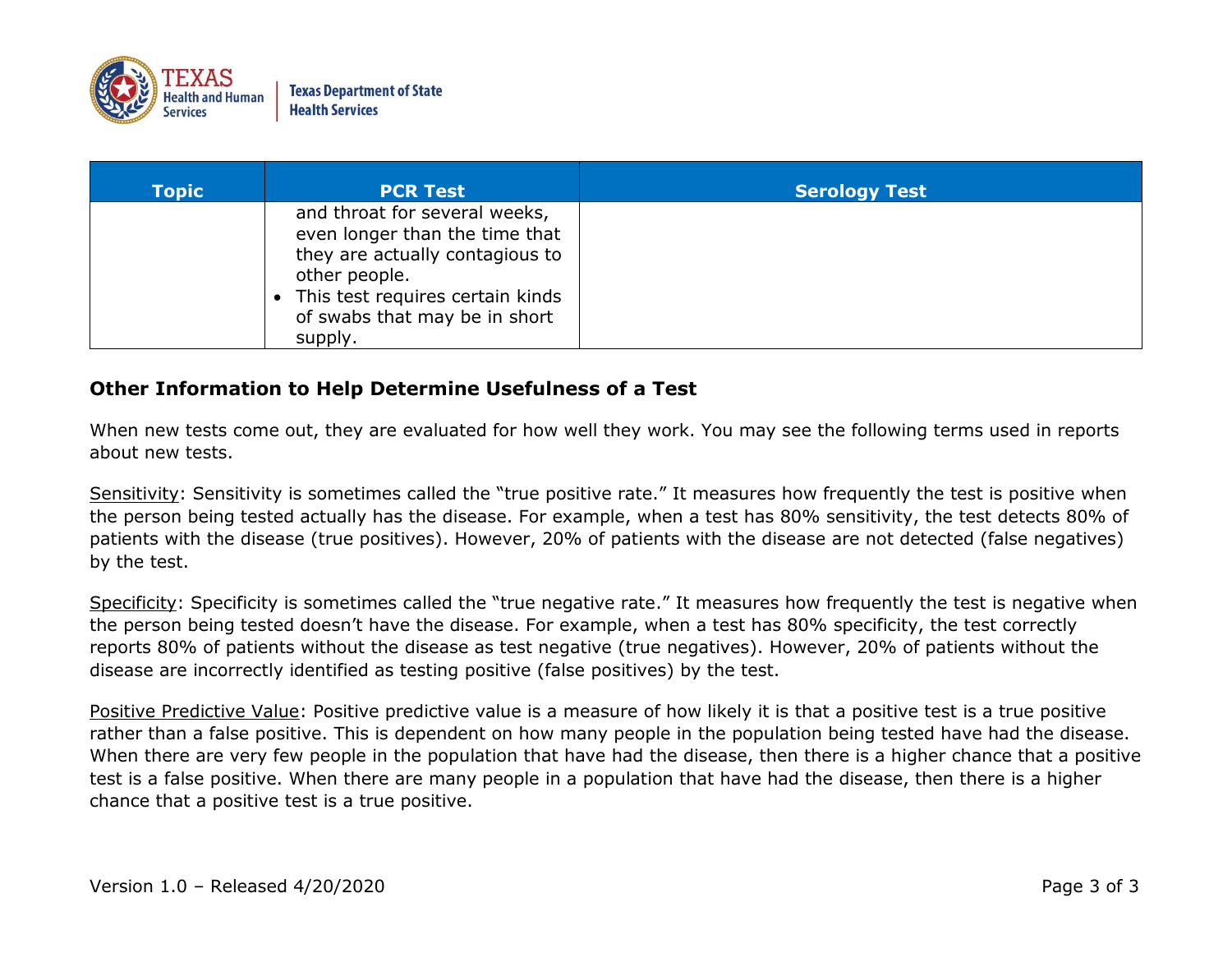| Topic | PCR Test | Serology Test |
|---|---|---|
| | and throat for several weeks, even longer than the time that they are actually contagious to other people.<br>• This test requires certain kinds of swabs that may be in short supply. | |

### Other Information to Help Determine Usefulness of a Test

When new tests come out, they are evaluated for how well they work. You may see the following terms used in reports about new tests.

Sensitivity: Sensitivity is sometimes called the "true positive rate." It measures how frequently the test is positive when the person being tested actually has the disease. For example, when a test has 80% sensitivity, the test detects 80% of patients with the disease (true positives). However, 20% of patients with the disease are not detected (false negatives) by the test.

Specificity: Specificity is sometimes called the "true negative rate." It measures how frequently the test is negative when the person being tested doesn't have the disease. For example, when a test has 80% specificity, the test correctly reports 80% of patients without the disease as test negative (true negatives). However, 20% of patients without the disease are incorrectly identified as testing positive (false positives) by the test.

Positive Predictive Value: Positive predictive value is a measure of how likely it is that a positive test is a true positive rather than a false positive. This is dependent on how many people in the population being tested have had the disease. When there are very few people in the population that have had the disease, then there is a higher chance that a positive test is a false positive. When there are many people in a population that have had the disease, then there is a higher chance that a positive test is a true positive.

Version 1.0 – Released 4/20/2020